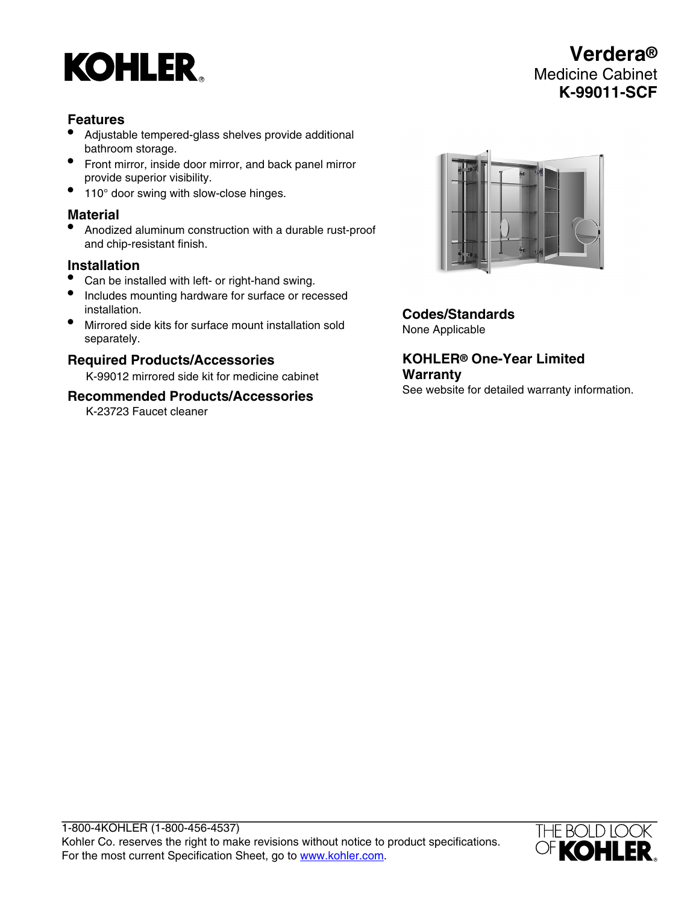KOHLER

# Verdera®

Medicine Cabinet

**K-99011-SCF**

## Features

- Adjustable tempered-glass shelves provide additional bathroom storage.
- Front mirror, inside door mirror, and back panel mirror provide superior visibility.
- 110° door swing with slow-close hinges.

## Material

- Anodized aluminum construction with a durable rust-proof and chip-resistant finish.

## Installation

- Can be installed with left- or right-hand swing.
- Includes mounting hardware for surface or recessed installation.
- Mirrored side kits for surface mount installation sold separately.

## Required Products/Accessories

K-99012 mirrored side kit for medicine cabinet

## Recommended Products/Accessories

K-23723 Faucet cleaner

## Codes/Standards

None Applicable

## KOHLER® One-Year Limited Warranty

See website for detailed warranty information.

1-800-4KOHLER (1-800-456-4537)
Kohler Co. reserves the right to make revisions without notice to product specifications.
For the most current Specification Sheet, go to www.kohler.com.

THE BOLD LOOK OF KOHLER.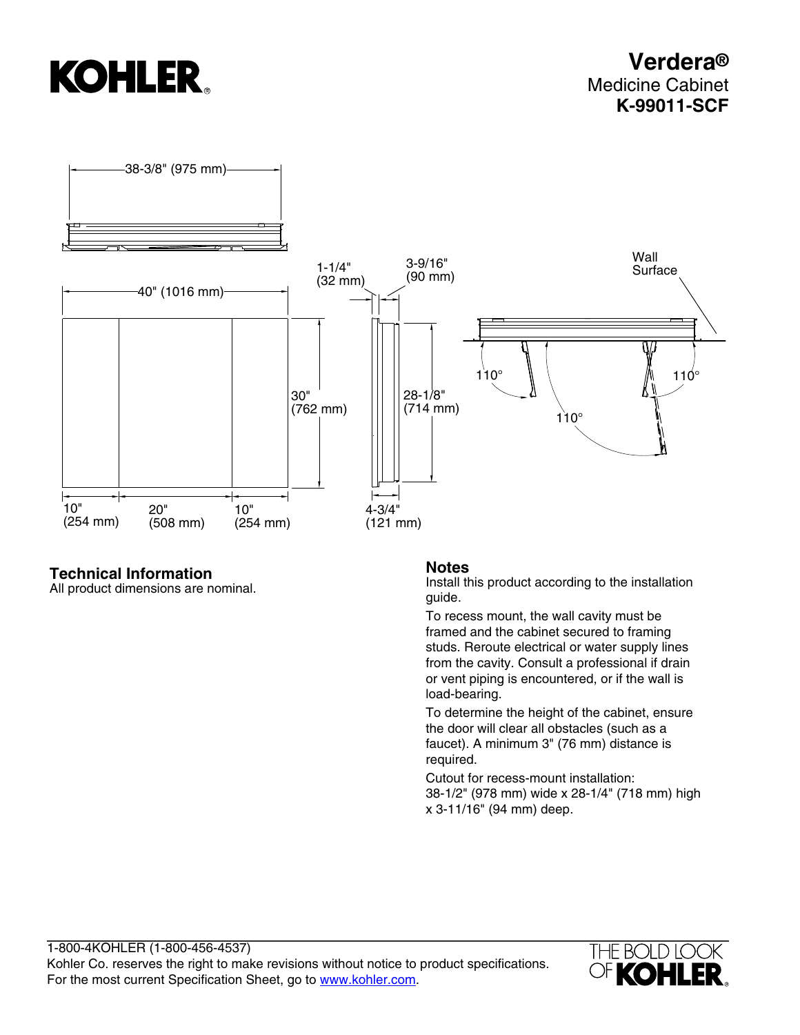# KOHLER

**Verdera®**
Medicine Cabinet
**K-99011-SCF**

38-3/8" (975 mm)

40" (1016 mm)

1-1/4"
(32 mm)

3-9/16"
(90 mm)

Wall
Surface

30"
(762 mm)

28-1/8"
(714 mm)

110°

110°

110°

10"
(254 mm)

20"
(508 mm)

10"
(254 mm)

4-3/4"
(121 mm)

## Technical Information

All product dimensions are nominal.

## Notes

Install this product according to the installation guide.

To recess mount, the wall cavity must be framed and the cabinet secured to framing studs. Reroute electrical or water supply lines from the cavity. Consult a professional if drain or vent piping is encountered, or if the wall is load-bearing.

To determine the height of the cabinet, ensure the door will clear all obstacles (such as a faucet). A minimum 3" (76 mm) distance is required.

Cutout for recess-mount installation:
38-1/2" (978 mm) wide x 28-1/4" (718 mm) high x 3-11/16" (94 mm) deep.

1-800-4KOHLER (1-800-456-4537)
Kohler Co. reserves the right to make revisions without notice to product specifications.
For the most current Specification Sheet, go to www.kohler.com.

THE BOLD LOOK OF KOHLER